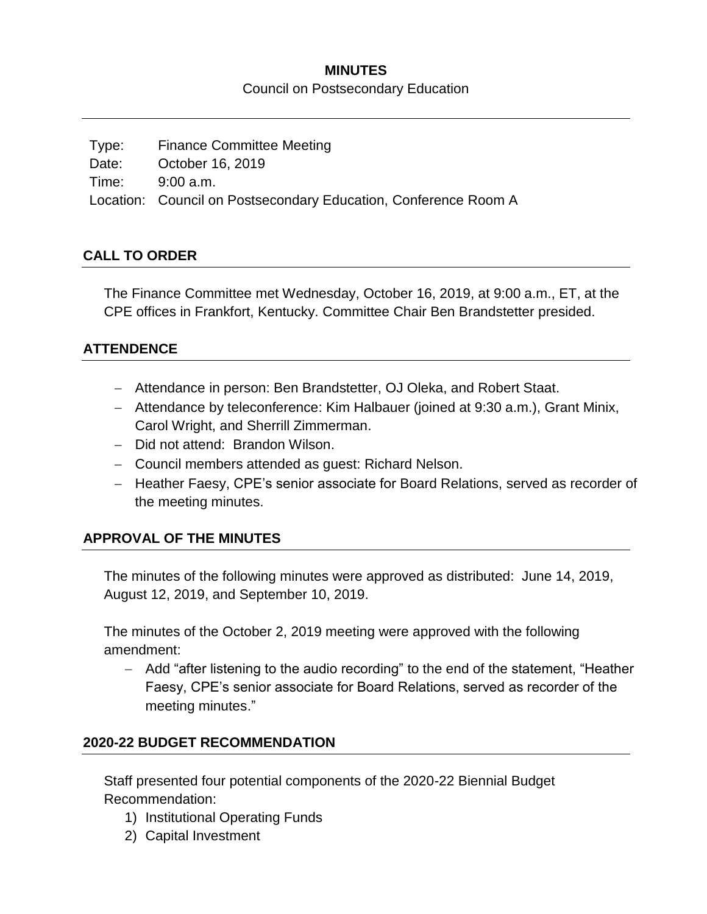# MINUTES

Council on Postsecondary Education

Type: Finance Committee Meeting
Date: October 16, 2019
Time: 9:00 a.m.
Location: Council on Postsecondary Education, Conference Room A

## CALL TO ORDER

The Finance Committee met Wednesday, October 16, 2019, at 9:00 a.m., ET, at the CPE offices in Frankfort, Kentucky. Committee Chair Ben Brandstetter presided.

## ATTENDENCE

- Attendance in person: Ben Brandstetter, OJ Oleka, and Robert Staat.
- Attendance by teleconference: Kim Halbauer (joined at 9:30 a.m.), Grant Minix, Carol Wright, and Sherrill Zimmerman.
- Did not attend: Brandon Wilson.
- Council members attended as guest: Richard Nelson.
- Heather Faesy, CPE's senior associate for Board Relations, served as recorder of the meeting minutes.

## APPROVAL OF THE MINUTES

The minutes of the following minutes were approved as distributed: June 14, 2019, August 12, 2019, and September 10, 2019.

The minutes of the October 2, 2019 meeting were approved with the following amendment:

- Add "after listening to the audio recording" to the end of the statement, "Heather Faesy, CPE's senior associate for Board Relations, served as recorder of the meeting minutes."

## 2020-22 BUDGET RECOMMENDATION

Staff presented four potential components of the 2020-22 Biennial Budget Recommendation:

1) Institutional Operating Funds
2) Capital Investment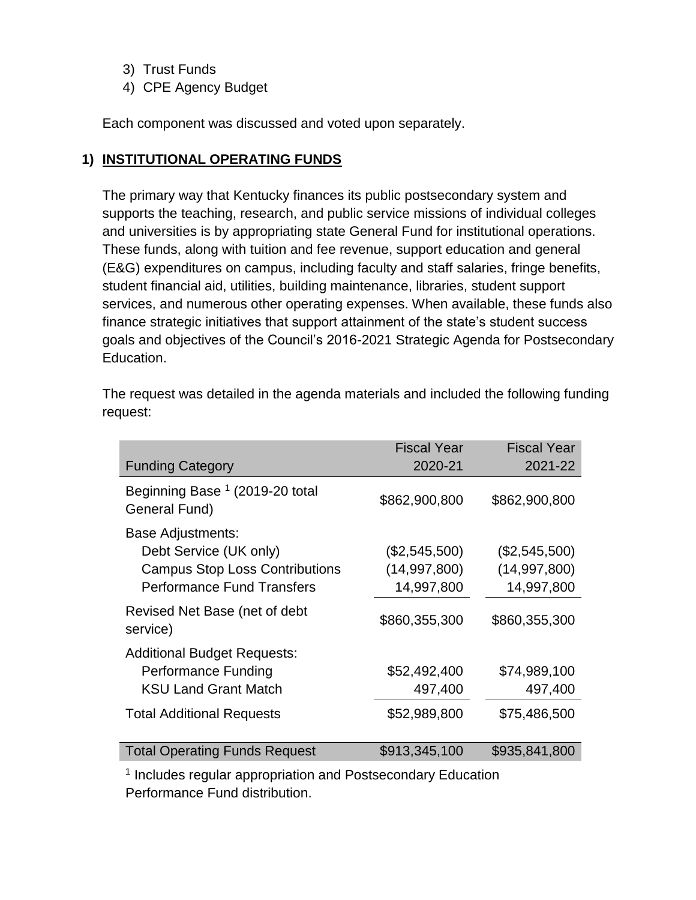3) Trust Funds
4) CPE Agency Budget

Each component was discussed and voted upon separately.

## 1) INSTITUTIONAL OPERATING FUNDS

The primary way that Kentucky finances its public postsecondary system and supports the teaching, research, and public service missions of individual colleges and universities is by appropriating state General Fund for institutional operations. These funds, along with tuition and fee revenue, support education and general (E&G) expenditures on campus, including faculty and staff salaries, fringe benefits, student financial aid, utilities, building maintenance, libraries, student support services, and numerous other operating expenses. When available, these funds also finance strategic initiatives that support attainment of the state's student success goals and objectives of the Council's 2016-2021 Strategic Agenda for Postsecondary Education.

The request was detailed in the agenda materials and included the following funding request:

| Funding Category | Fiscal Year 2020-21 | Fiscal Year 2021-22 |
|---|---|---|
| Beginning Base [1] (2019-20 total General Fund) | $862,900,800 | $862,900,800 |
| Base Adjustments: | | |
| Debt Service (UK only) | ($2,545,500) | ($2,545,500) |
| Campus Stop Loss Contributions | (14,997,800) | (14,997,800) |
| Performance Fund Transfers | 14,997,800 | 14,997,800 |
| Revised Net Base (net of debt service) | $860,355,300 | $860,355,300 |
| Additional Budget Requests: | | |
| Performance Funding | $52,492,400 | $74,989,100 |
| KSU Land Grant Match | 497,400 | 497,400 |
| Total Additional Requests | $52,989,800 | $75,486,500 |
| Total Operating Funds Request | $913,345,100 | $935,841,800 |

[1] Includes regular appropriation and Postsecondary Education Performance Fund distribution.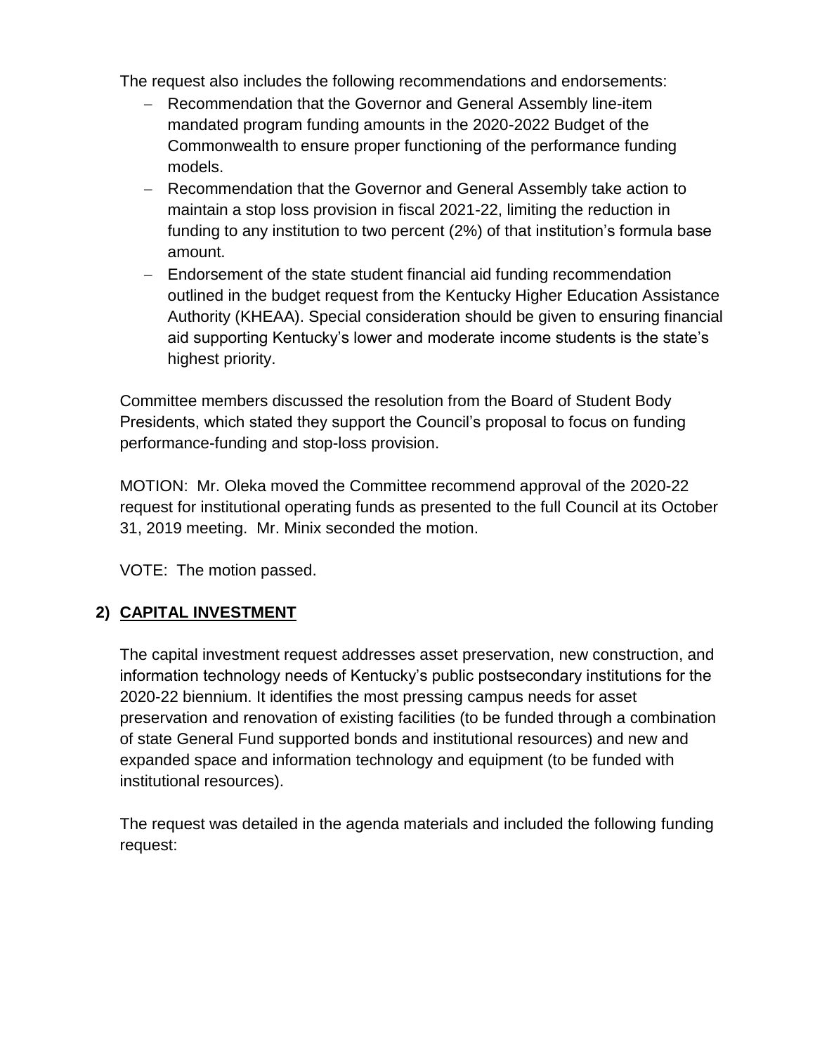The request also includes the following recommendations and endorsements:

- Recommendation that the Governor and General Assembly line-item mandated program funding amounts in the 2020-2022 Budget of the Commonwealth to ensure proper functioning of the performance funding models.
- Recommendation that the Governor and General Assembly take action to maintain a stop loss provision in fiscal 2021-22, limiting the reduction in funding to any institution to two percent (2%) of that institution's formula base amount.
- Endorsement of the state student financial aid funding recommendation outlined in the budget request from the Kentucky Higher Education Assistance Authority (KHEAA). Special consideration should be given to ensuring financial aid supporting Kentucky's lower and moderate income students is the state's highest priority.

Committee members discussed the resolution from the Board of Student Body Presidents, which stated they support the Council's proposal to focus on funding performance-funding and stop-loss provision.

MOTION: Mr. Oleka moved the Committee recommend approval of the 2020-22 request for institutional operating funds as presented to the full Council at its October 31, 2019 meeting. Mr. Minix seconded the motion.

VOTE: The motion passed.

## 2) CAPITAL INVESTMENT

The capital investment request addresses asset preservation, new construction, and information technology needs of Kentucky's public postsecondary institutions for the 2020-22 biennium. It identifies the most pressing campus needs for asset preservation and renovation of existing facilities (to be funded through a combination of state General Fund supported bonds and institutional resources) and new and expanded space and information technology and equipment (to be funded with institutional resources).

The request was detailed in the agenda materials and included the following funding request: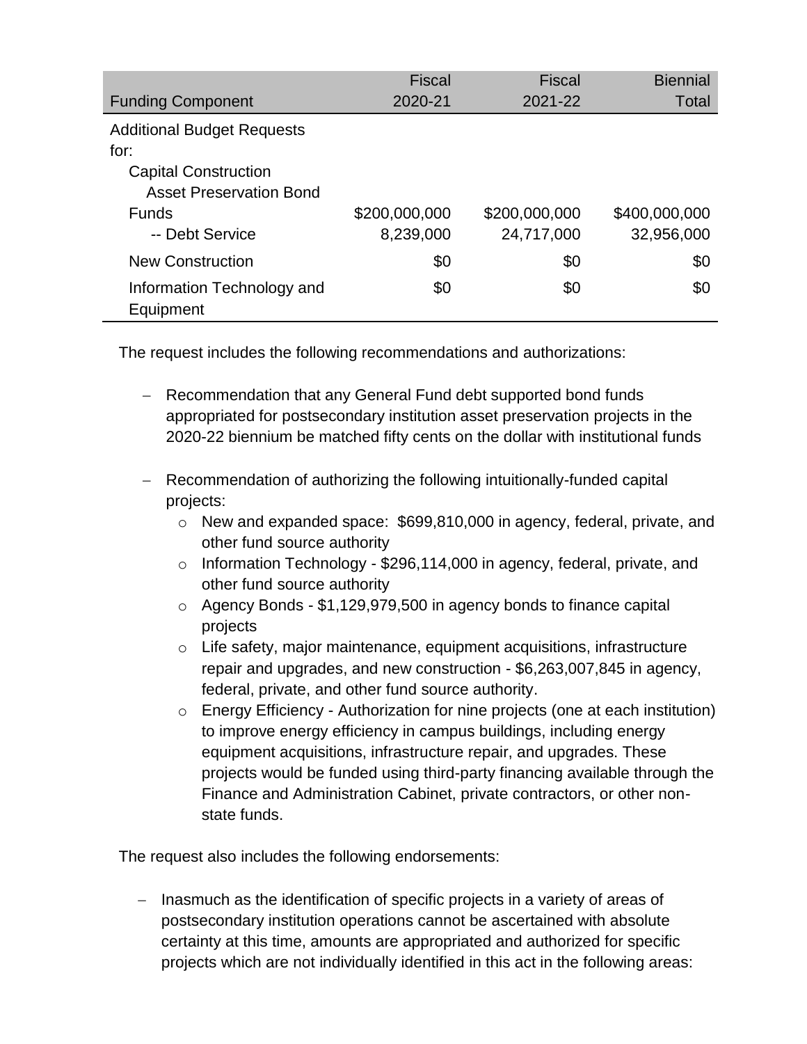| Funding Component | Fiscal 2020-21 | Fiscal 2021-22 | Biennial Total |
|---|---|---|---|
| Additional Budget Requests for: | | | |
| Capital Construction | | | |
| Asset Preservation Bond Funds | $200,000,000 | $200,000,000 | $400,000,000 |
| -- Debt Service | 8,239,000 | 24,717,000 | 32,956,000 |
| New Construction | $0 | $0 | $0 |
| Information Technology and Equipment | $0 | $0 | $0 |

The request includes the following recommendations and authorizations:

- Recommendation that any General Fund debt supported bond funds appropriated for postsecondary institution asset preservation projects in the 2020-22 biennium be matched fifty cents on the dollar with institutional funds
- Recommendation of authorizing the following intuitionally-funded capital projects:
  - New and expanded space: $699,810,000 in agency, federal, private, and other fund source authority
  - Information Technology - $296,114,000 in agency, federal, private, and other fund source authority
  - Agency Bonds - $1,129,979,500 in agency bonds to finance capital projects
  - Life safety, major maintenance, equipment acquisitions, infrastructure repair and upgrades, and new construction - $6,263,007,845 in agency, federal, private, and other fund source authority.
  - Energy Efficiency - Authorization for nine projects (one at each institution) to improve energy efficiency in campus buildings, including energy equipment acquisitions, infrastructure repair, and upgrades. These projects would be funded using third-party financing available through the Finance and Administration Cabinet, private contractors, or other non-state funds.

The request also includes the following endorsements:

- Inasmuch as the identification of specific projects in a variety of areas of postsecondary institution operations cannot be ascertained with absolute certainty at this time, amounts are appropriated and authorized for specific projects which are not individually identified in this act in the following areas: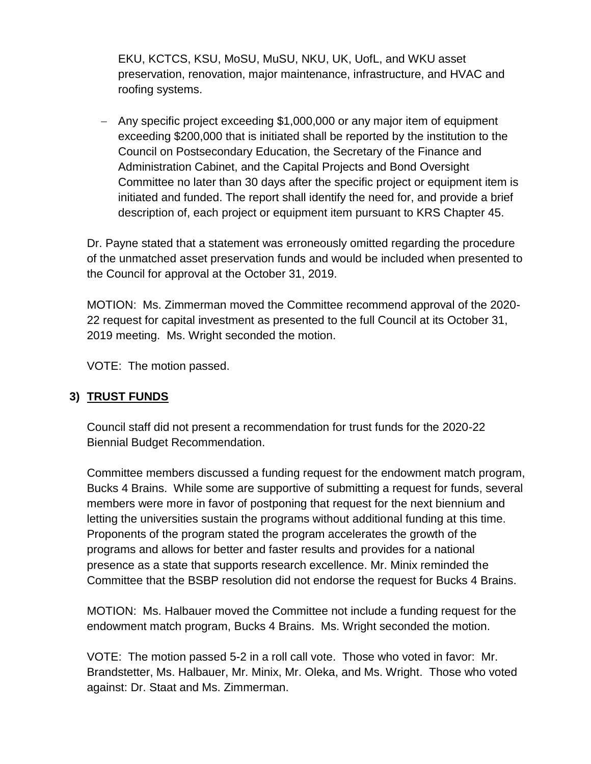EKU, KCTCS, KSU, MoSU, MuSU, NKU, UK, UofL, and WKU asset preservation, renovation, major maintenance, infrastructure, and HVAC and roofing systems.

- Any specific project exceeding $1,000,000 or any major item of equipment exceeding $200,000 that is initiated shall be reported by the institution to the Council on Postsecondary Education, the Secretary of the Finance and Administration Cabinet, and the Capital Projects and Bond Oversight Committee no later than 30 days after the specific project or equipment item is initiated and funded. The report shall identify the need for, and provide a brief description of, each project or equipment item pursuant to KRS Chapter 45.

Dr. Payne stated that a statement was erroneously omitted regarding the procedure of the unmatched asset preservation funds and would be included when presented to the Council for approval at the October 31, 2019.

MOTION: Ms. Zimmerman moved the Committee recommend approval of the 2020-22 request for capital investment as presented to the full Council at its October 31, 2019 meeting. Ms. Wright seconded the motion.

VOTE: The motion passed.

## 3) TRUST FUNDS

Council staff did not present a recommendation for trust funds for the 2020-22 Biennial Budget Recommendation.

Committee members discussed a funding request for the endowment match program, Bucks 4 Brains. While some are supportive of submitting a request for funds, several members were more in favor of postponing that request for the next biennium and letting the universities sustain the programs without additional funding at this time. Proponents of the program stated the program accelerates the growth of the programs and allows for better and faster results and provides for a national presence as a state that supports research excellence. Mr. Minix reminded the Committee that the BSBP resolution did not endorse the request for Bucks 4 Brains.

MOTION: Ms. Halbauer moved the Committee not include a funding request for the endowment match program, Bucks 4 Brains. Ms. Wright seconded the motion.

VOTE: The motion passed 5-2 in a roll call vote. Those who voted in favor: Mr. Brandstetter, Ms. Halbauer, Mr. Minix, Mr. Oleka, and Ms. Wright. Those who voted against: Dr. Staat and Ms. Zimmerman.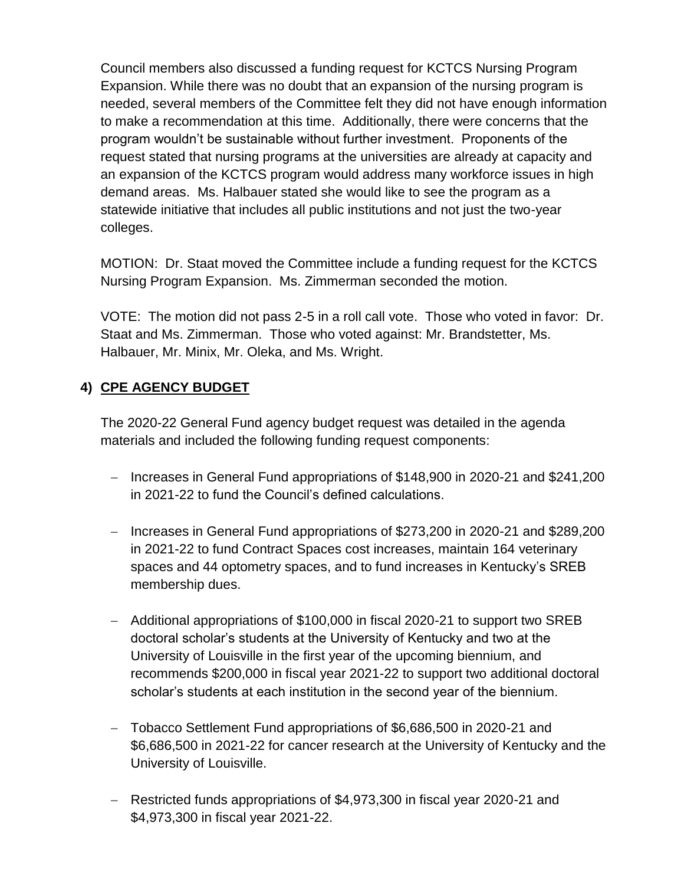Council members also discussed a funding request for KCTCS Nursing Program Expansion. While there was no doubt that an expansion of the nursing program is needed, several members of the Committee felt they did not have enough information to make a recommendation at this time. Additionally, there were concerns that the program wouldn't be sustainable without further investment. Proponents of the request stated that nursing programs at the universities are already at capacity and an expansion of the KCTCS program would address many workforce issues in high demand areas. Ms. Halbauer stated she would like to see the program as a statewide initiative that includes all public institutions and not just the two-year colleges.

MOTION: Dr. Staat moved the Committee include a funding request for the KCTCS Nursing Program Expansion. Ms. Zimmerman seconded the motion.

VOTE: The motion did not pass 2-5 in a roll call vote. Those who voted in favor: Dr. Staat and Ms. Zimmerman. Those who voted against: Mr. Brandstetter, Ms. Halbauer, Mr. Minix, Mr. Oleka, and Ms. Wright.

## 4) CPE AGENCY BUDGET

The 2020-22 General Fund agency budget request was detailed in the agenda materials and included the following funding request components:

- Increases in General Fund appropriations of $148,900 in 2020-21 and $241,200 in 2021-22 to fund the Council's defined calculations.

- Increases in General Fund appropriations of $273,200 in 2020-21 and $289,200 in 2021-22 to fund Contract Spaces cost increases, maintain 164 veterinary spaces and 44 optometry spaces, and to fund increases in Kentucky's SREB membership dues.

- Additional appropriations of $100,000 in fiscal 2020-21 to support two SREB doctoral scholar's students at the University of Kentucky and two at the University of Louisville in the first year of the upcoming biennium, and recommends $200,000 in fiscal year 2021-22 to support two additional doctoral scholar's students at each institution in the second year of the biennium.

- Tobacco Settlement Fund appropriations of $6,686,500 in 2020-21 and $6,686,500 in 2021-22 for cancer research at the University of Kentucky and the University of Louisville.

- Restricted funds appropriations of $4,973,300 in fiscal year 2020-21 and $4,973,300 in fiscal year 2021-22.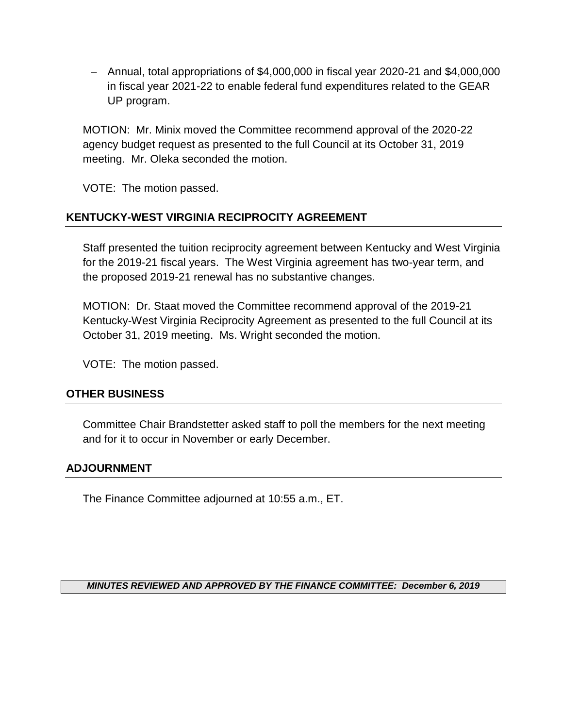- Annual, total appropriations of $4,000,000 in fiscal year 2020-21 and $4,000,000 in fiscal year 2021-22 to enable federal fund expenditures related to the GEAR UP program.

MOTION: Mr. Minix moved the Committee recommend approval of the 2020-22 agency budget request as presented to the full Council at its October 31, 2019 meeting. Mr. Oleka seconded the motion.

VOTE: The motion passed.

## KENTUCKY-WEST VIRGINIA RECIPROCITY AGREEMENT

Staff presented the tuition reciprocity agreement between Kentucky and West Virginia for the 2019-21 fiscal years. The West Virginia agreement has two-year term, and the proposed 2019-21 renewal has no substantive changes.

MOTION: Dr. Staat moved the Committee recommend approval of the 2019-21 Kentucky-West Virginia Reciprocity Agreement as presented to the full Council at its October 31, 2019 meeting. Ms. Wright seconded the motion.

VOTE: The motion passed.

## OTHER BUSINESS

Committee Chair Brandstetter asked staff to poll the members for the next meeting and for it to occur in November or early December.

## ADJOURNMENT

The Finance Committee adjourned at 10:55 a.m., ET.

***MINUTES REVIEWED AND APPROVED BY THE FINANCE COMMITTEE: December 6, 2019***